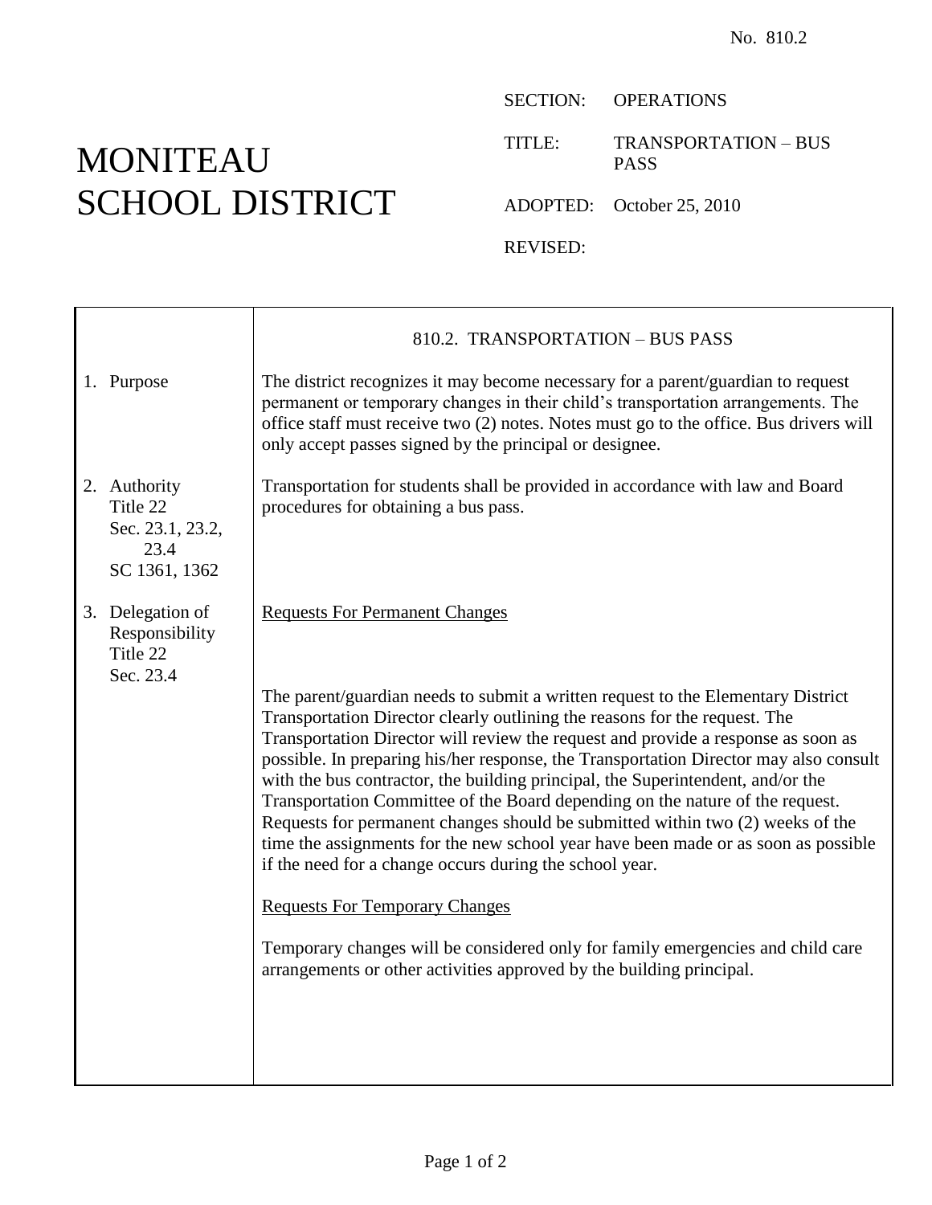No. 810.2

# MONITEAU SCHOOL DISTRICT

SECTION: OPERATIONS

TITLE: TRANSPORTATION – BUS PASS

ADOPTED: October 25, 2010

REVISED:

## 810.2. TRANSPORTATION – BUS PASS

**1. Purpose**

The district recognizes it may become necessary for a parent/guardian to request permanent or temporary changes in their child's transportation arrangements. The office staff must receive two (2) notes. Notes must go to the office. Bus drivers will only accept passes signed by the principal or designee.

**2. Authority**
Title 22
Sec. 23.1, 23.2, 23.4
SC 1361, 1362

Transportation for students shall be provided in accordance with law and Board procedures for obtaining a bus pass.

**3. Delegation of Responsibility**
Title 22
Sec. 23.4

<u>Requests For Permanent Changes</u>

The parent/guardian needs to submit a written request to the Elementary District Transportation Director clearly outlining the reasons for the request. The Transportation Director will review the request and provide a response as soon as possible. In preparing his/her response, the Transportation Director may also consult with the bus contractor, the building principal, the Superintendent, and/or the Transportation Committee of the Board depending on the nature of the request. Requests for permanent changes should be submitted within two (2) weeks of the time the assignments for the new school year have been made or as soon as possible if the need for a change occurs during the school year.

<u>Requests For Temporary Changes</u>

Temporary changes will be considered only for family emergencies and child care arrangements or other activities approved by the building principal.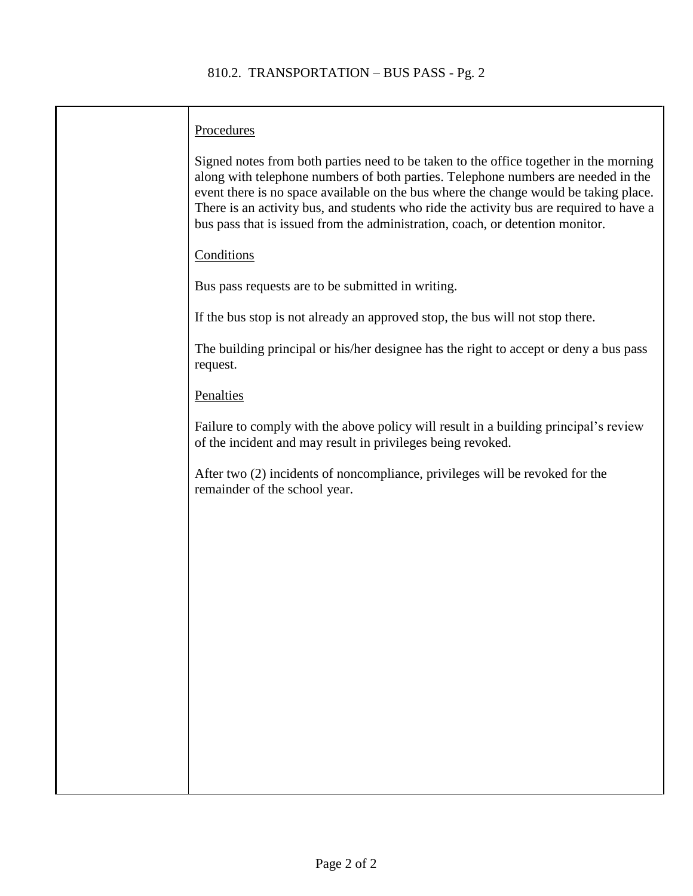Procedures

Signed notes from both parties need to be taken to the office together in the morning along with telephone numbers of both parties. Telephone numbers are needed in the event there is no space available on the bus where the change would be taking place. There is an activity bus, and students who ride the activity bus are required to have a bus pass that is issued from the administration, coach, or detention monitor.

Conditions

Bus pass requests are to be submitted in writing.

If the bus stop is not already an approved stop, the bus will not stop there.

The building principal or his/her designee has the right to accept or deny a bus pass request.

Penalties

Failure to comply with the above policy will result in a building principal's review of the incident and may result in privileges being revoked.

After two (2) incidents of noncompliance, privileges will be revoked for the remainder of the school year.